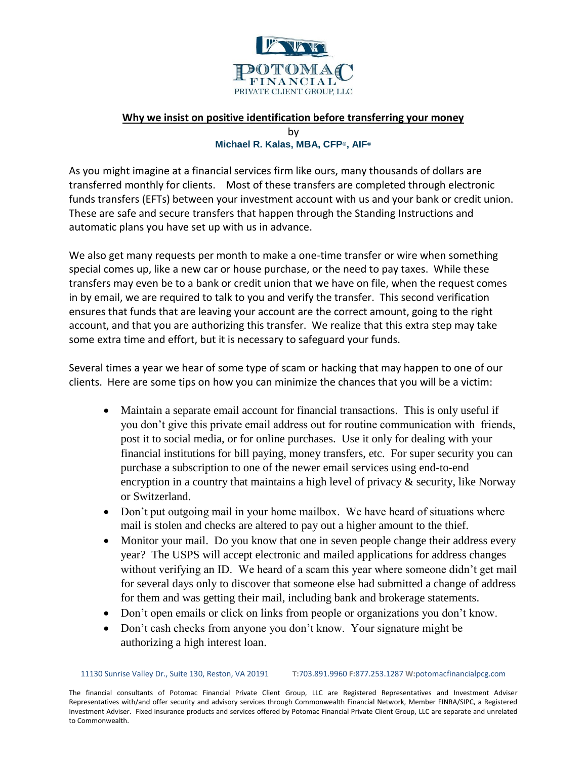# POTOMAC FINANCIAL
PRIVATE CLIENT GROUP, LLC

## Why we insist on positive identification before transferring your money

by

**Michael R. Kalas, MBA, CFP®, AIF®**

As you might imagine at a financial services firm like ours, many thousands of dollars are transferred monthly for clients. Most of these transfers are completed through electronic funds transfers (EFTs) between your investment account with us and your bank or credit union. These are safe and secure transfers that happen through the Standing Instructions and automatic plans you have set up with us in advance.

We also get many requests per month to make a one-time transfer or wire when something special comes up, like a new car or house purchase, or the need to pay taxes. While these transfers may even be to a bank or credit union that we have on file, when the request comes in by email, we are required to talk to you and verify the transfer. This second verification ensures that funds that are leaving your account are the correct amount, going to the right account, and that you are authorizing this transfer. We realize that this extra step may take some extra time and effort, but it is necessary to safeguard your funds.

Several times a year we hear of some type of scam or hacking that may happen to one of our clients. Here are some tips on how you can minimize the chances that you will be a victim:

- Maintain a separate email account for financial transactions. This is only useful if you don't give this private email address out for routine communication with friends, post it to social media, or for online purchases. Use it only for dealing with your financial institutions for bill paying, money transfers, etc. For super security you can purchase a subscription to one of the newer email services using end-to-end encryption in a country that maintains a high level of privacy & security, like Norway or Switzerland.
- Don't put outgoing mail in your home mailbox. We have heard of situations where mail is stolen and checks are altered to pay out a higher amount to the thief.
- Monitor your mail. Do you know that one in seven people change their address every year? The USPS will accept electronic and mailed applications for address changes without verifying an ID. We heard of a scam this year where someone didn't get mail for several days only to discover that someone else had submitted a change of address for them and was getting their mail, including bank and brokerage statements.
- Don't open emails or click on links from people or organizations you don't know.
- Don't cash checks from anyone you don't know. Your signature might be authorizing a high interest loan.

11130 Sunrise Valley Dr., Suite 130, Reston, VA 20191 T:703.891.9960 F:877.253.1287 W:potomacfinancialpcg.com

The financial consultants of Potomac Financial Private Client Group, LLC are Registered Representatives and Investment Adviser Representatives with/and offer security and advisory services through Commonwealth Financial Network, Member FINRA/SIPC, a Registered Investment Adviser. Fixed insurance products and services offered by Potomac Financial Private Client Group, LLC are separate and unrelated to Commonwealth.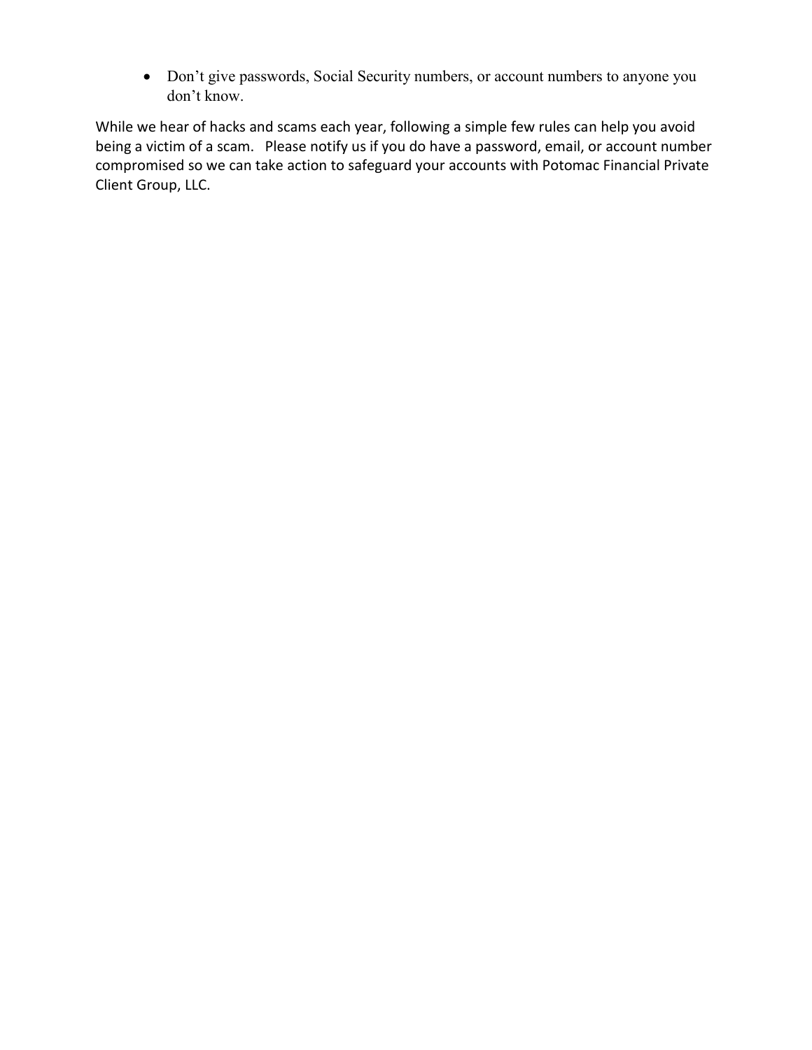- Don’t give passwords, Social Security numbers, or account numbers to anyone you don’t know.

While we hear of hacks and scams each year, following a simple few rules can help you avoid being a victim of a scam. Please notify us if you do have a password, email, or account number compromised so we can take action to safeguard your accounts with Potomac Financial Private Client Group, LLC.